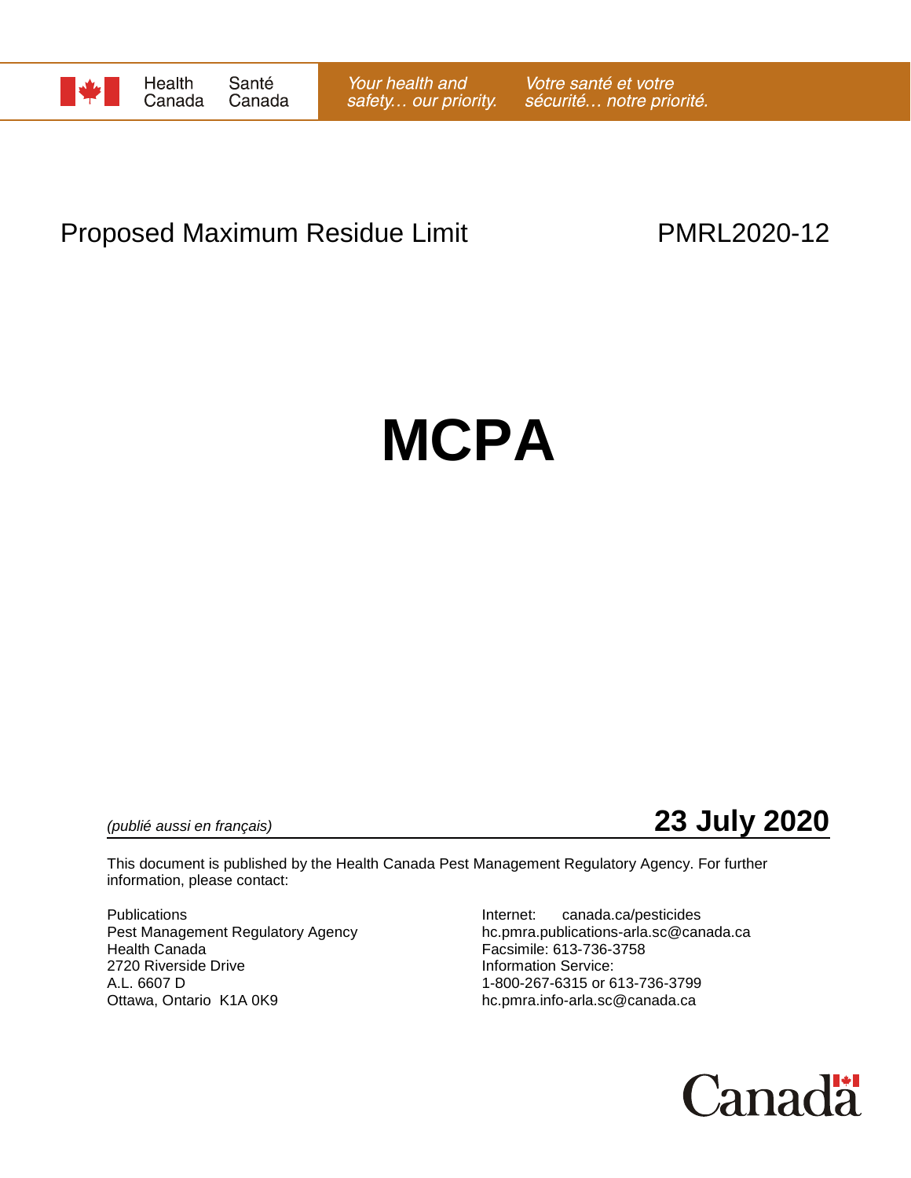Health Canada / Santé Canada

*Your health and safety… our priority.* *Votre santé et votre sécurité… notre priorité.*

Proposed Maximum Residue Limit PMRL2020-12

# MCPA

*(publié aussi en français)*

**23 July 2020**

This document is published by the Health Canada Pest Management Regulatory Agency. For further information, please contact:

Publications
Pest Management Regulatory Agency
Health Canada
2720 Riverside Drive
A.L. 6607 D
Ottawa, Ontario K1A 0K9

Internet: canada.ca/pesticides
hc.pmra.publications-arla.sc@canada.ca
Facsimile: 613-736-3758
Information Service:
1-800-267-6315 or 613-736-3799
hc.pmra.info-arla.sc@canada.ca

Canada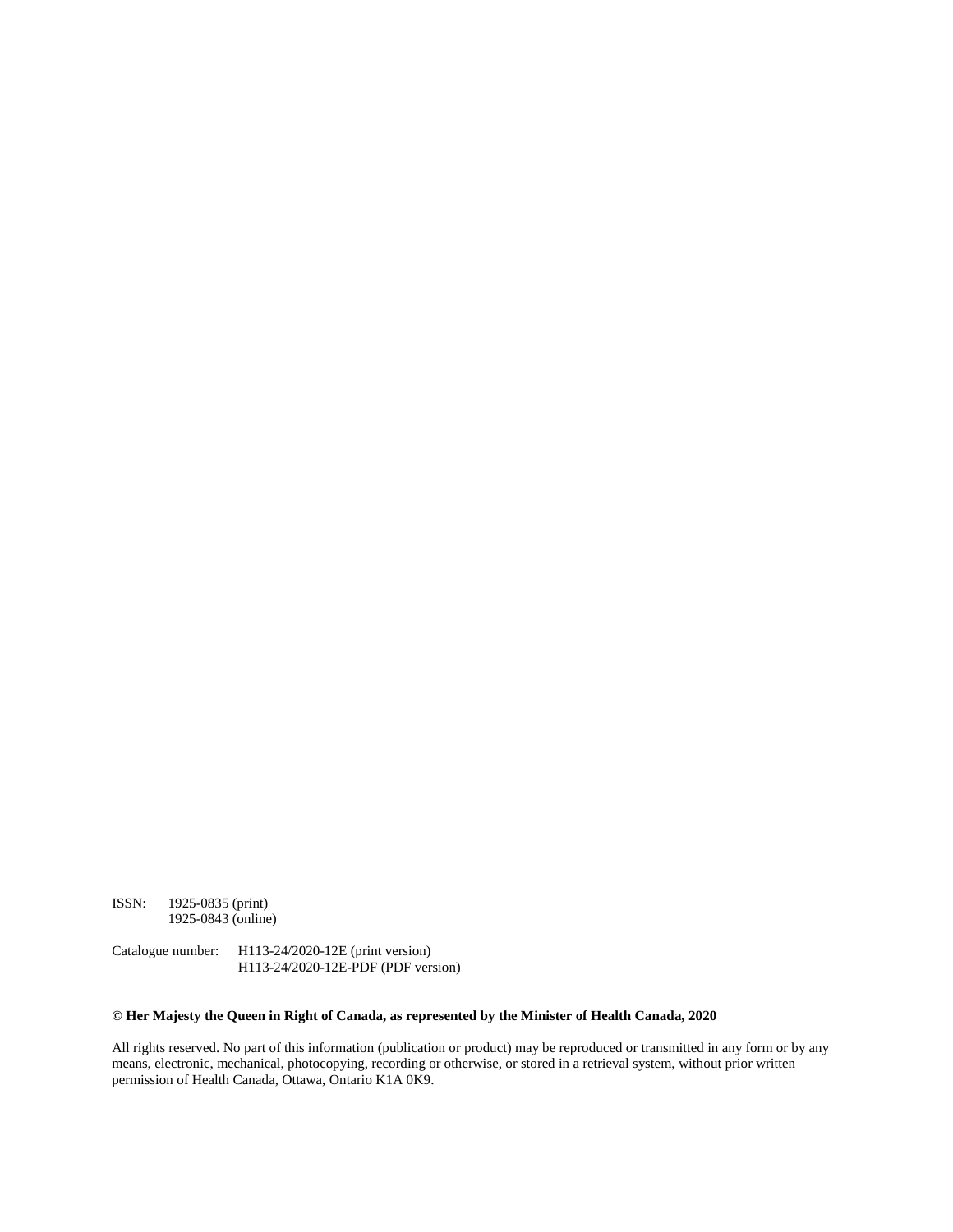ISSN: 1925-0835 (print)
1925-0843 (online)

Catalogue number: H113-24/2020-12E (print version)
H113-24/2020-12E-PDF (PDF version)

**© Her Majesty the Queen in Right of Canada, as represented by the Minister of Health Canada, 2020**

All rights reserved. No part of this information (publication or product) may be reproduced or transmitted in any form or by any means, electronic, mechanical, photocopying, recording or otherwise, or stored in a retrieval system, without prior written permission of Health Canada, Ottawa, Ontario K1A 0K9.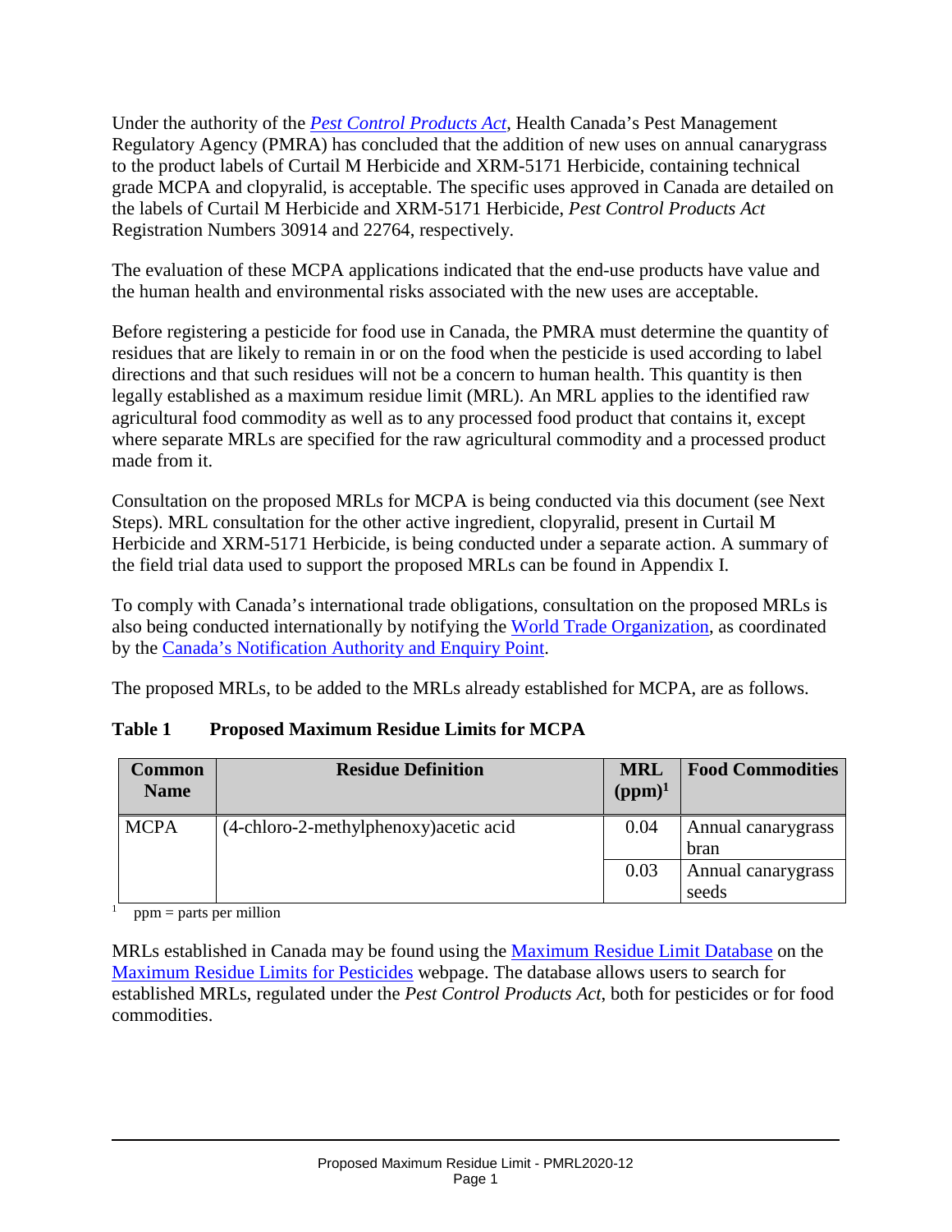Under the authority of the *Pest Control Products Act*, Health Canada's Pest Management Regulatory Agency (PMRA) has concluded that the addition of new uses on annual canarygrass to the product labels of Curtail M Herbicide and XRM-5171 Herbicide, containing technical grade MCPA and clopyralid, is acceptable. The specific uses approved in Canada are detailed on the labels of Curtail M Herbicide and XRM-5171 Herbicide, *Pest Control Products Act* Registration Numbers 30914 and 22764, respectively.

The evaluation of these MCPA applications indicated that the end-use products have value and the human health and environmental risks associated with the new uses are acceptable.

Before registering a pesticide for food use in Canada, the PMRA must determine the quantity of residues that are likely to remain in or on the food when the pesticide is used according to label directions and that such residues will not be a concern to human health. This quantity is then legally established as a maximum residue limit (MRL). An MRL applies to the identified raw agricultural food commodity as well as to any processed food product that contains it, except where separate MRLs are specified for the raw agricultural commodity and a processed product made from it.

Consultation on the proposed MRLs for MCPA is being conducted via this document (see Next Steps). MRL consultation for the other active ingredient, clopyralid, present in Curtail M Herbicide and XRM-5171 Herbicide, is being conducted under a separate action. A summary of the field trial data used to support the proposed MRLs can be found in Appendix I.

To comply with Canada's international trade obligations, consultation on the proposed MRLs is also being conducted internationally by notifying the World Trade Organization, as coordinated by the Canada's Notification Authority and Enquiry Point.

The proposed MRLs, to be added to the MRLs already established for MCPA, are as follows.

**Table 1 Proposed Maximum Residue Limits for MCPA**

| Common Name | Residue Definition | MRL (ppm)[1] | Food Commodities |
|---|---|---|---|
| MCPA | (4-chloro-2-methylphenoxy)acetic acid | 0.04 | Annual canarygrass bran |
| | | 0.03 | Annual canarygrass seeds |

[1] ppm = parts per million

MRLs established in Canada may be found using the Maximum Residue Limit Database on the Maximum Residue Limits for Pesticides webpage. The database allows users to search for established MRLs, regulated under the *Pest Control Products Act*, both for pesticides or for food commodities.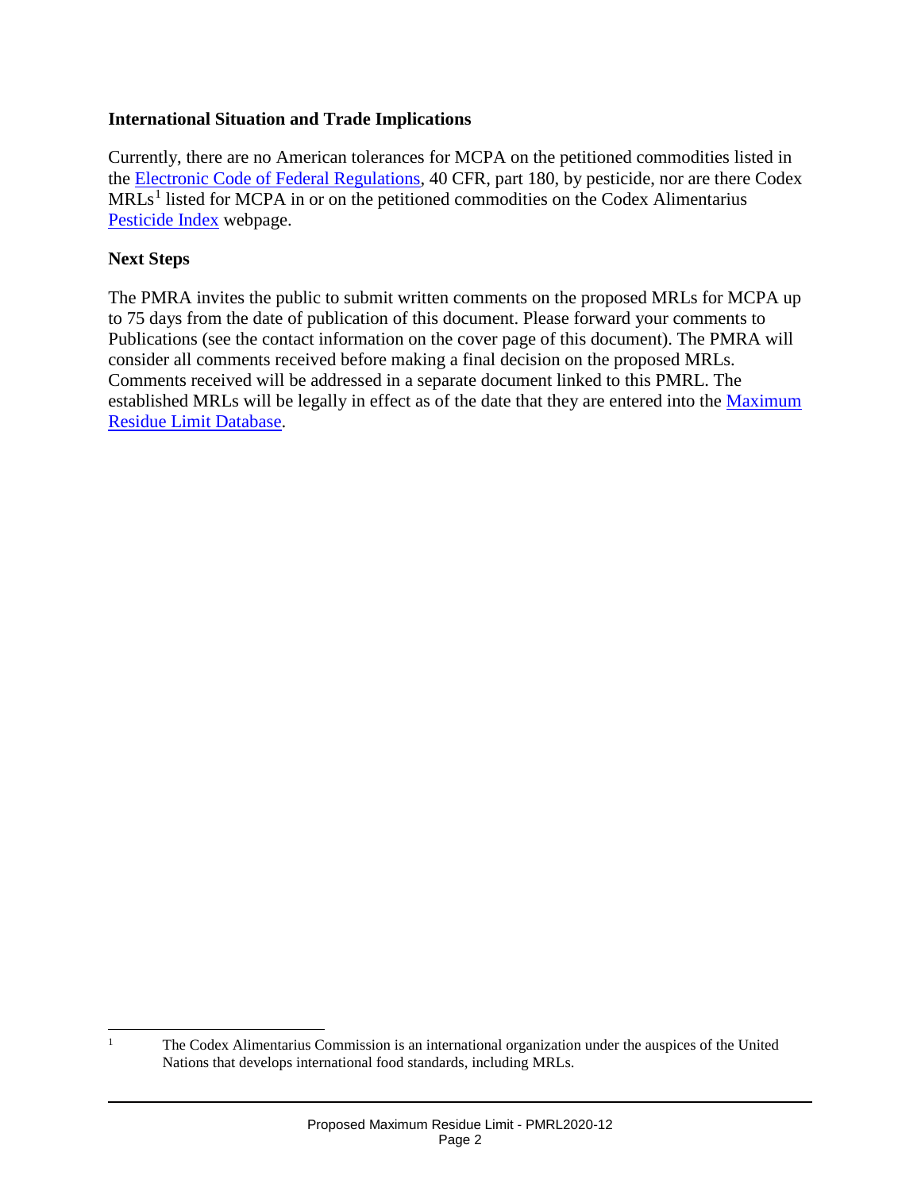## International Situation and Trade Implications

Currently, there are no American tolerances for MCPA on the petitioned commodities listed in the Electronic Code of Federal Regulations, 40 CFR, part 180, by pesticide, nor are there Codex MRLs[1] listed for MCPA in or on the petitioned commodities on the Codex Alimentarius Pesticide Index webpage.

## Next Steps

The PMRA invites the public to submit written comments on the proposed MRLs for MCPA up to 75 days from the date of publication of this document. Please forward your comments to Publications (see the contact information on the cover page of this document). The PMRA will consider all comments received before making a final decision on the proposed MRLs. Comments received will be addressed in a separate document linked to this PMRL. The established MRLs will be legally in effect as of the date that they are entered into the Maximum Residue Limit Database.

---

[1] The Codex Alimentarius Commission is an international organization under the auspices of the United Nations that develops international food standards, including MRLs.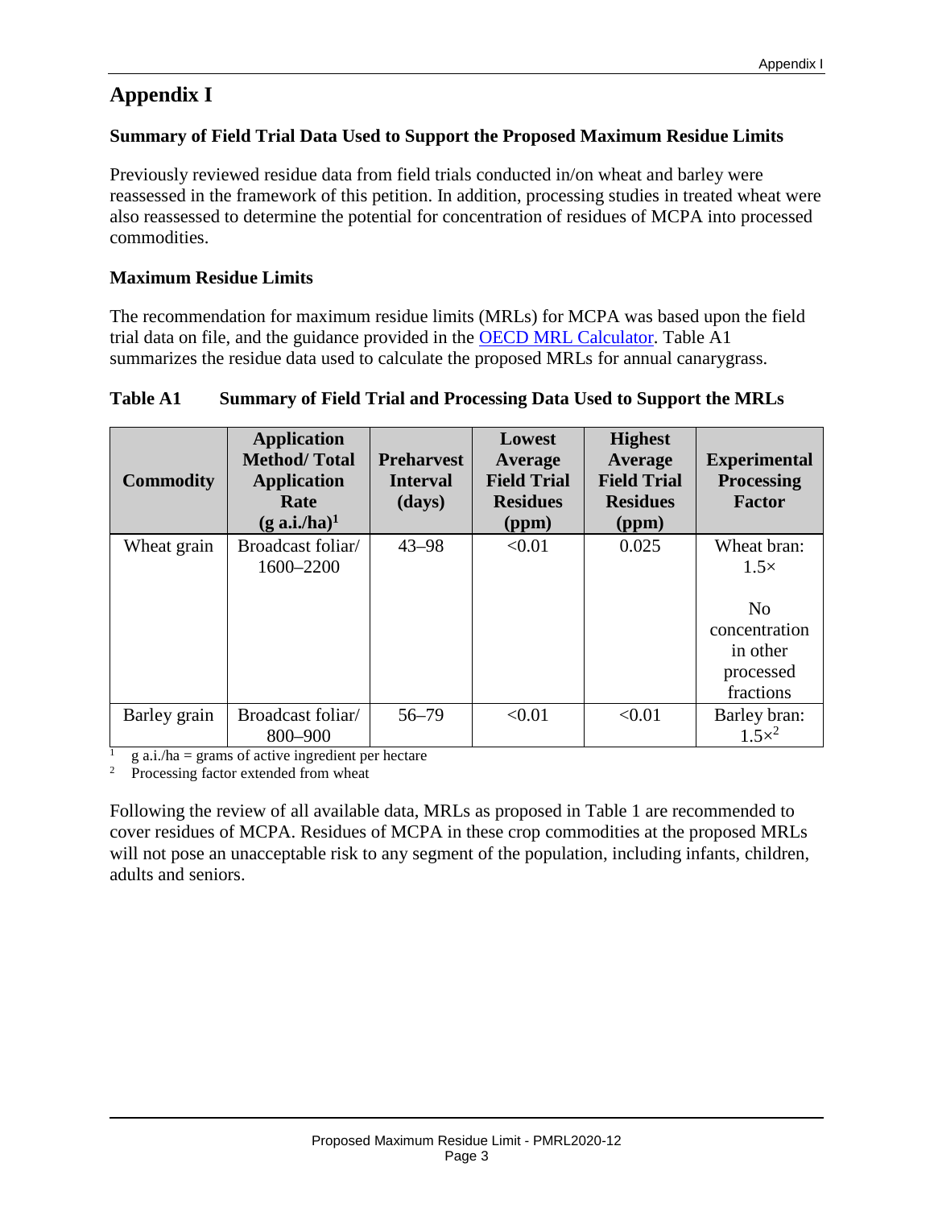# Appendix I

### Summary of Field Trial Data Used to Support the Proposed Maximum Residue Limits

Previously reviewed residue data from field trials conducted in/on wheat and barley were reassessed in the framework of this petition. In addition, processing studies in treated wheat were also reassessed to determine the potential for concentration of residues of MCPA into processed commodities.

### Maximum Residue Limits

The recommendation for maximum residue limits (MRLs) for MCPA was based upon the field trial data on file, and the guidance provided in the OECD MRL Calculator. Table A1 summarizes the residue data used to calculate the proposed MRLs for annual canarygrass.

**Table A1 Summary of Field Trial and Processing Data Used to Support the MRLs**

| Commodity | Application Method/ Total Application Rate (g a.i./ha)[1] | Preharvest Interval (days) | Lowest Average Field Trial Residues (ppm) | Highest Average Field Trial Residues (ppm) | Experimental Processing Factor |
|---|---|---|---|---|---|
| Wheat grain | Broadcast foliar/ 1600–2200 | 43–98 | <0.01 | 0.025 | Wheat bran: 1.5× <br><br> No concentration in other processed fractions |
| Barley grain | Broadcast foliar/ 800–900 | 56–79 | <0.01 | <0.01 | Barley bran: 1.5×[2] |

[1] g a.i./ha = grams of active ingredient per hectare
[2] Processing factor extended from wheat

Following the review of all available data, MRLs as proposed in Table 1 are recommended to cover residues of MCPA. Residues of MCPA in these crop commodities at the proposed MRLs will not pose an unacceptable risk to any segment of the population, including infants, children, adults and seniors.